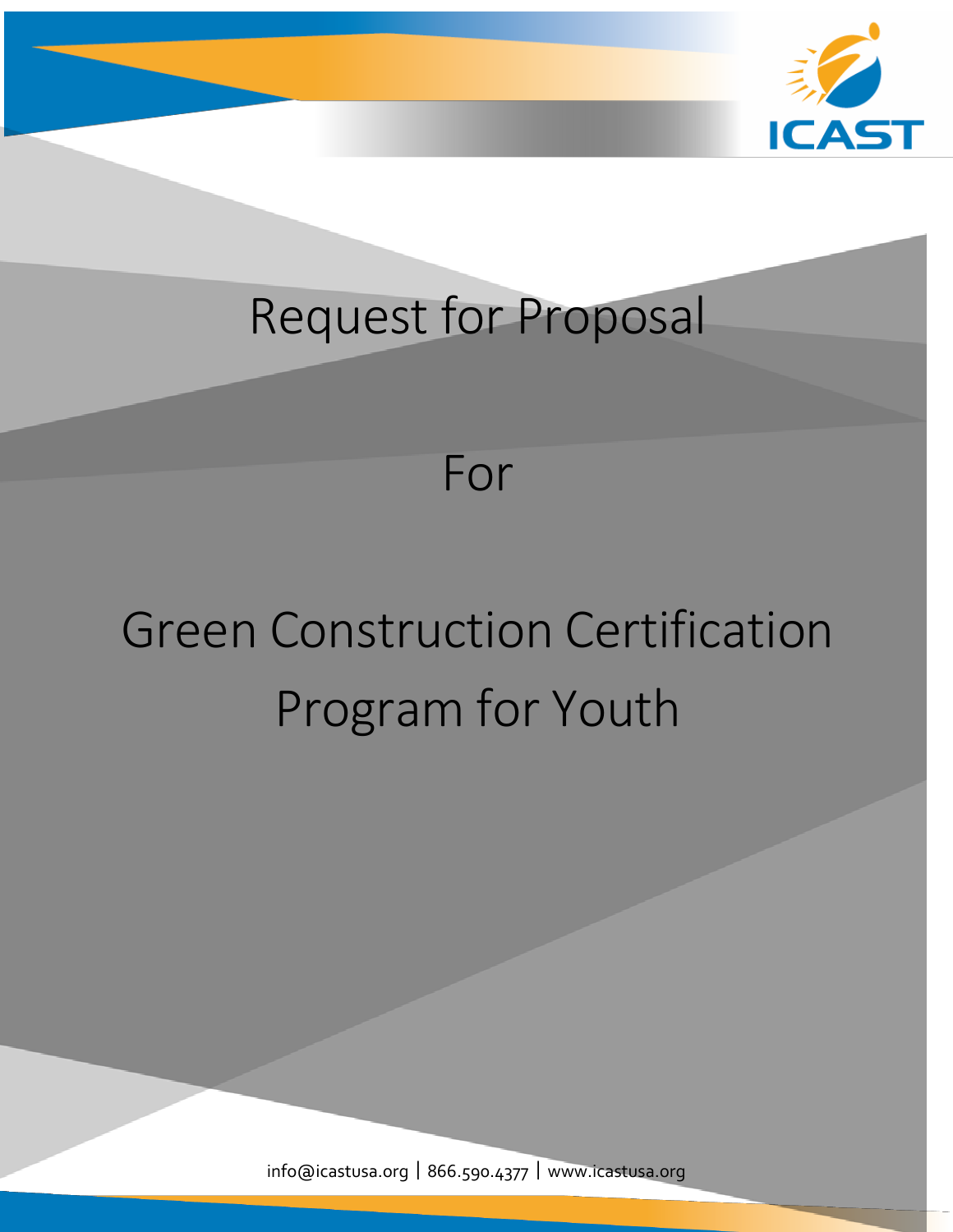ICAST

# Request for Proposal

# For

# Green Construction Certification Program for Youth

info@icastusa.org | 866.590.4377 | www.icastusa.org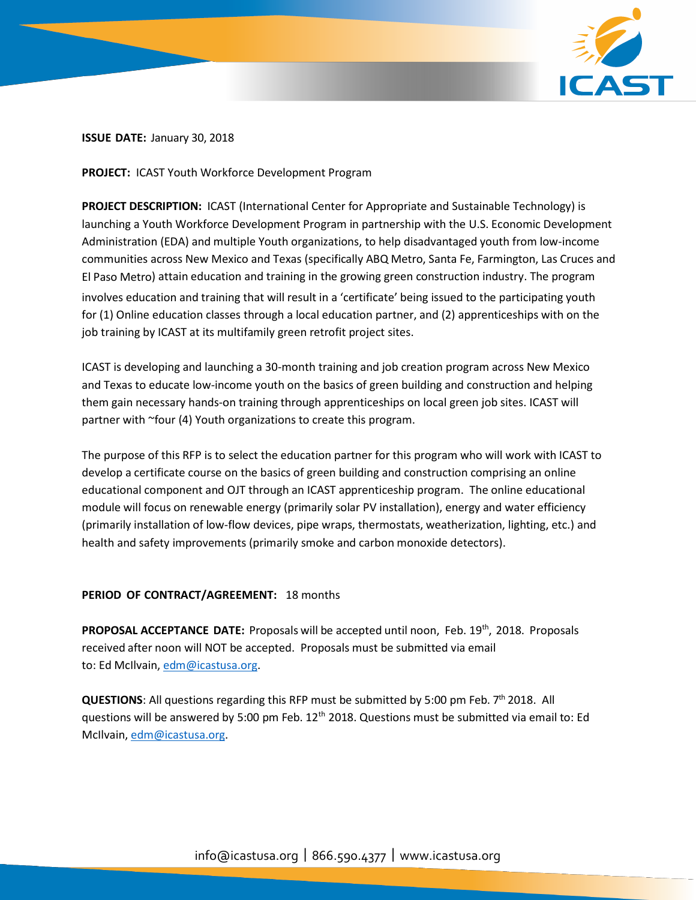**ISSUE DATE:** January 30, 2018

**PROJECT:** ICAST Youth Workforce Development Program

**PROJECT DESCRIPTION:** ICAST (International Center for Appropriate and Sustainable Technology) is launching a Youth Workforce Development Program in partnership with the U.S. Economic Development Administration (EDA) and multiple Youth organizations, to help disadvantaged youth from low-income communities across New Mexico and Texas (specifically ABQ Metro, Santa Fe, Farmington, Las Cruces and El Paso Metro) attain education and training in the growing green construction industry. The program involves education and training that will result in a 'certificate' being issued to the participating youth for (1) Online education classes through a local education partner, and (2) apprenticeships with on the job training by ICAST at its multifamily green retrofit project sites.

ICAST is developing and launching a 30-month training and job creation program across New Mexico and Texas to educate low-income youth on the basics of green building and construction and helping them gain necessary hands-on training through apprenticeships on local green job sites. ICAST will partner with ~four (4) Youth organizations to create this program.

The purpose of this RFP is to select the education partner for this program who will work with ICAST to develop a certificate course on the basics of green building and construction comprising an online educational component and OJT through an ICAST apprenticeship program. The online educational module will focus on renewable energy (primarily solar PV installation), energy and water efficiency (primarily installation of low-flow devices, pipe wraps, thermostats, weatherization, lighting, etc.) and health and safety improvements (primarily smoke and carbon monoxide detectors).

**PERIOD OF CONTRACT/AGREEMENT:** 18 months

**PROPOSAL ACCEPTANCE DATE:** Proposals will be accepted until noon, Feb. 19th, 2018. Proposals received after noon will NOT be accepted. Proposals must be submitted via email to: Ed McIlvain, edm@icastusa.org.

**QUESTIONS**: All questions regarding this RFP must be submitted by 5:00 pm Feb. 7th 2018. All questions will be answered by 5:00 pm Feb. 12th 2018. Questions must be submitted via email to: Ed McIlvain, edm@icastusa.org.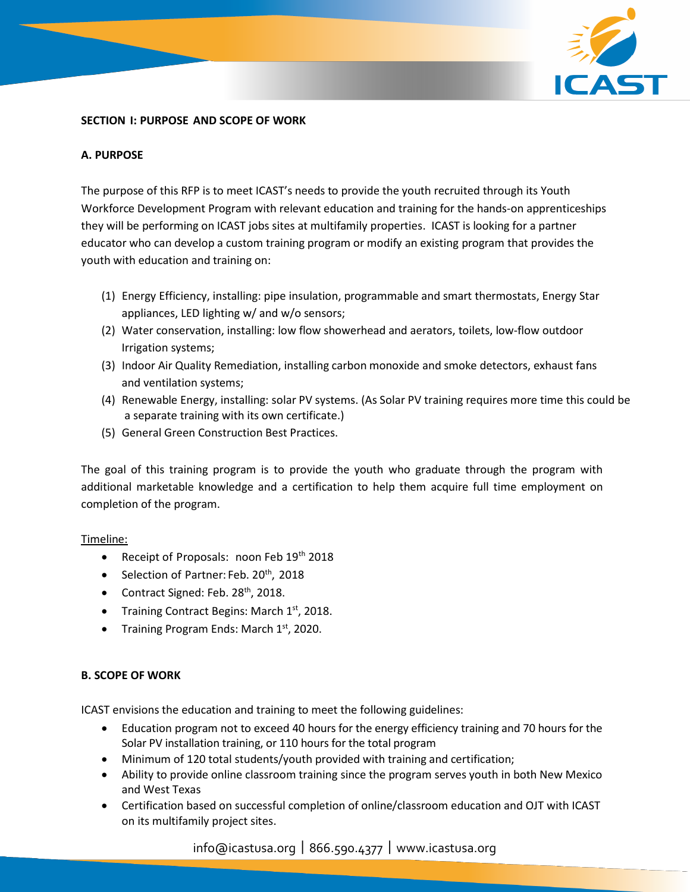**SECTION I: PURPOSE AND SCOPE OF WORK**

**A. PURPOSE**

The purpose of this RFP is to meet ICAST's needs to provide the youth recruited through its Youth Workforce Development Program with relevant education and training for the hands-on apprenticeships they will be performing on ICAST jobs sites at multifamily properties. ICAST is looking for a partner educator who can develop a custom training program or modify an existing program that provides the youth with education and training on:

(1) Energy Efficiency, installing: pipe insulation, programmable and smart thermostats, Energy Star appliances, LED lighting w/ and w/o sensors;
(2) Water conservation, installing: low flow showerhead and aerators, toilets, low-flow outdoor Irrigation systems;
(3) Indoor Air Quality Remediation, installing carbon monoxide and smoke detectors, exhaust fans and ventilation systems;
(4) Renewable Energy, installing: solar PV systems. (As Solar PV training requires more time this could be a separate training with its own certificate.)
(5) General Green Construction Best Practices.

The goal of this training program is to provide the youth who graduate through the program with additional marketable knowledge and a certification to help them acquire full time employment on completion of the program.

Timeline:

- Receipt of Proposals: noon Feb 19th 2018
- Selection of Partner: Feb. 20th, 2018
- Contract Signed: Feb. 28th, 2018.
- Training Contract Begins: March 1st, 2018.
- Training Program Ends: March 1st, 2020.

**B. SCOPE OF WORK**

ICAST envisions the education and training to meet the following guidelines:

- Education program not to exceed 40 hours for the energy efficiency training and 70 hours for the Solar PV installation training, or 110 hours for the total program
- Minimum of 120 total students/youth provided with training and certification;
- Ability to provide online classroom training since the program serves youth in both New Mexico and West Texas
- Certification based on successful completion of online/classroom education and OJT with ICAST on its multifamily project sites.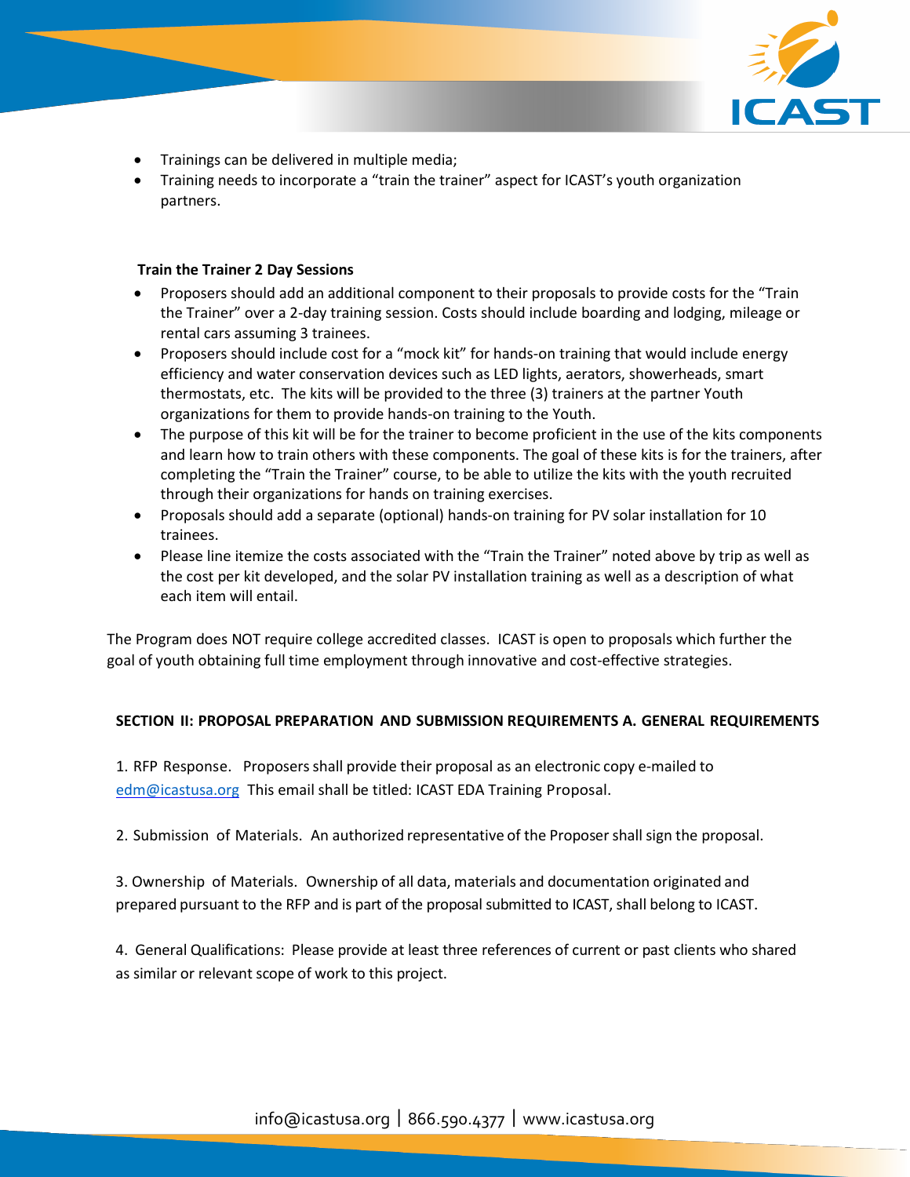- Trainings can be delivered in multiple media;
- Training needs to incorporate a "train the trainer" aspect for ICAST's youth organization partners.

**Train the Trainer 2 Day Sessions**

- Proposers should add an additional component to their proposals to provide costs for the "Train the Trainer" over a 2-day training session. Costs should include boarding and lodging, mileage or rental cars assuming 3 trainees.
- Proposers should include cost for a "mock kit" for hands-on training that would include energy efficiency and water conservation devices such as LED lights, aerators, showerheads, smart thermostats, etc. The kits will be provided to the three (3) trainers at the partner Youth organizations for them to provide hands-on training to the Youth.
- The purpose of this kit will be for the trainer to become proficient in the use of the kits components and learn how to train others with these components. The goal of these kits is for the trainers, after completing the "Train the Trainer" course, to be able to utilize the kits with the youth recruited through their organizations for hands on training exercises.
- Proposals should add a separate (optional) hands-on training for PV solar installation for 10 trainees.
- Please line itemize the costs associated with the "Train the Trainer" noted above by trip as well as the cost per kit developed, and the solar PV installation training as well as a description of what each item will entail.

The Program does NOT require college accredited classes. ICAST is open to proposals which further the goal of youth obtaining full time employment through innovative and cost-effective strategies.

**SECTION II: PROPOSAL PREPARATION AND SUBMISSION REQUIREMENTS A. GENERAL REQUIREMENTS**

1. RFP Response. Proposers shall provide their proposal as an electronic copy e-mailed to edm@icastusa.org This email shall be titled: ICAST EDA Training Proposal.

2. Submission of Materials. An authorized representative of the Proposer shall sign the proposal.

3. Ownership of Materials. Ownership of all data, materials and documentation originated and prepared pursuant to the RFP and is part of the proposal submitted to ICAST, shall belong to ICAST.

4. General Qualifications: Please provide at least three references of current or past clients who shared as similar or relevant scope of work to this project.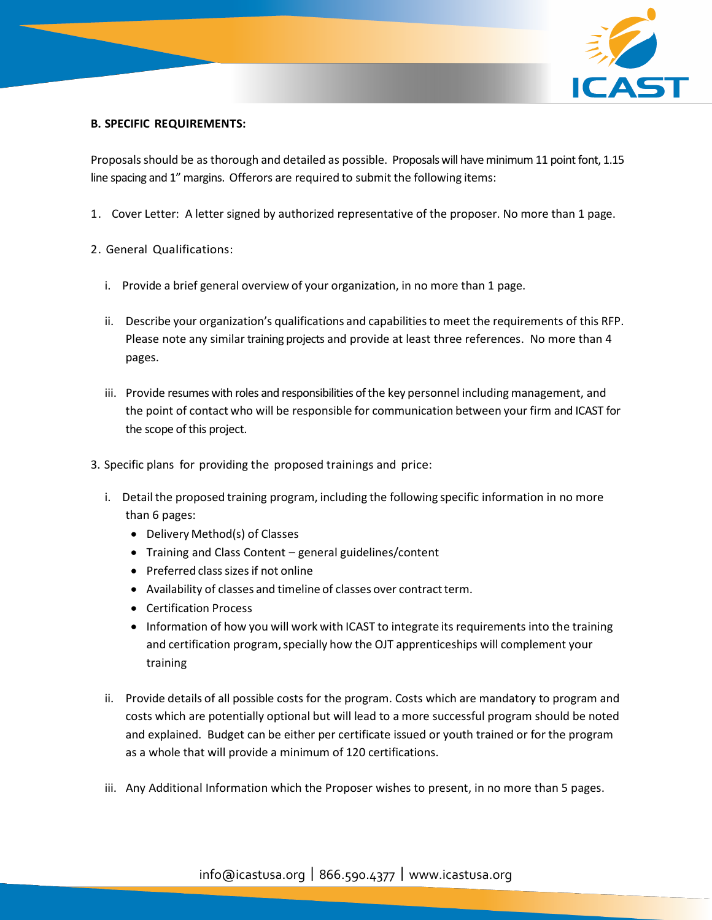**B. SPECIFIC REQUIREMENTS:**

Proposals should be as thorough and detailed as possible. Proposals will have minimum 11 point font, 1.15 line spacing and 1" margins. Offerors are required to submit the following items:

1. Cover Letter: A letter signed by authorized representative of the proposer. No more than 1 page.

2. General Qualifications:

   i. Provide a brief general overview of your organization, in no more than 1 page.

   ii. Describe your organization's qualifications and capabilities to meet the requirements of this RFP. Please note any similar training projects and provide at least three references. No more than 4 pages.

   iii. Provide resumes with roles and responsibilities of the key personnel including management, and the point of contact who will be responsible for communication between your firm and ICAST for the scope of this project.

3. Specific plans for providing the proposed trainings and price:

   i. Detail the proposed training program, including the following specific information in no more than 6 pages:
      - Delivery Method(s) of Classes
      - Training and Class Content – general guidelines/content
      - Preferred class sizes if not online
      - Availability of classes and timeline of classes over contract term.
      - Certification Process
      - Information of how you will work with ICAST to integrate its requirements into the training and certification program, specially how the OJT apprenticeships will complement your training

   ii. Provide details of all possible costs for the program. Costs which are mandatory to program and costs which are potentially optional but will lead to a more successful program should be noted and explained. Budget can be either per certificate issued or youth trained or for the program as a whole that will provide a minimum of 120 certifications.

   iii. Any Additional Information which the Proposer wishes to present, in no more than 5 pages.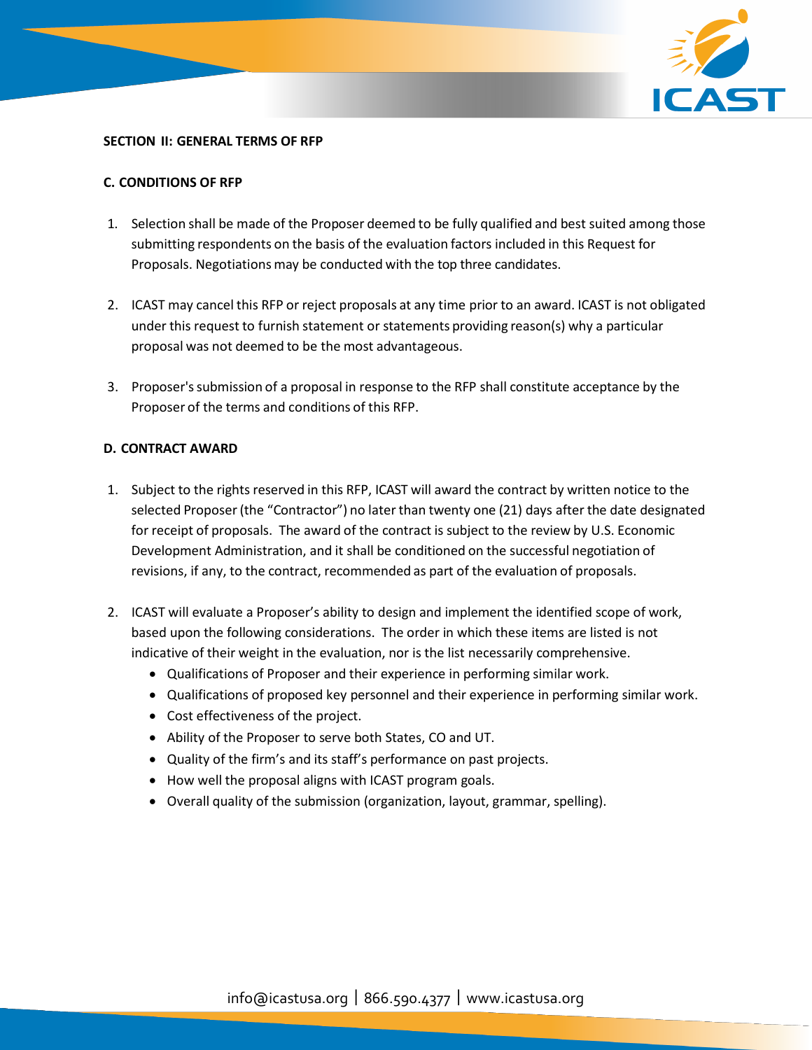## SECTION II: GENERAL TERMS OF RFP

### C. CONDITIONS OF RFP

1. Selection shall be made of the Proposer deemed to be fully qualified and best suited among those submitting respondents on the basis of the evaluation factors included in this Request for Proposals. Negotiations may be conducted with the top three candidates.

2. ICAST may cancel this RFP or reject proposals at any time prior to an award. ICAST is not obligated under this request to furnish statement or statements providing reason(s) why a particular proposal was not deemed to be the most advantageous.

3. Proposer's submission of a proposal in response to the RFP shall constitute acceptance by the Proposer of the terms and conditions of this RFP.

### D. CONTRACT AWARD

1. Subject to the rights reserved in this RFP, ICAST will award the contract by written notice to the selected Proposer (the "Contractor") no later than twenty one (21) days after the date designated for receipt of proposals. The award of the contract is subject to the review by U.S. Economic Development Administration, and it shall be conditioned on the successful negotiation of revisions, if any, to the contract, recommended as part of the evaluation of proposals.

2. ICAST will evaluate a Proposer's ability to design and implement the identified scope of work, based upon the following considerations. The order in which these items are listed is not indicative of their weight in the evaluation, nor is the list necessarily comprehensive.
   - Qualifications of Proposer and their experience in performing similar work.
   - Qualifications of proposed key personnel and their experience in performing similar work.
   - Cost effectiveness of the project.
   - Ability of the Proposer to serve both States, CO and UT.
   - Quality of the firm's and its staff's performance on past projects.
   - How well the proposal aligns with ICAST program goals.
   - Overall quality of the submission (organization, layout, grammar, spelling).